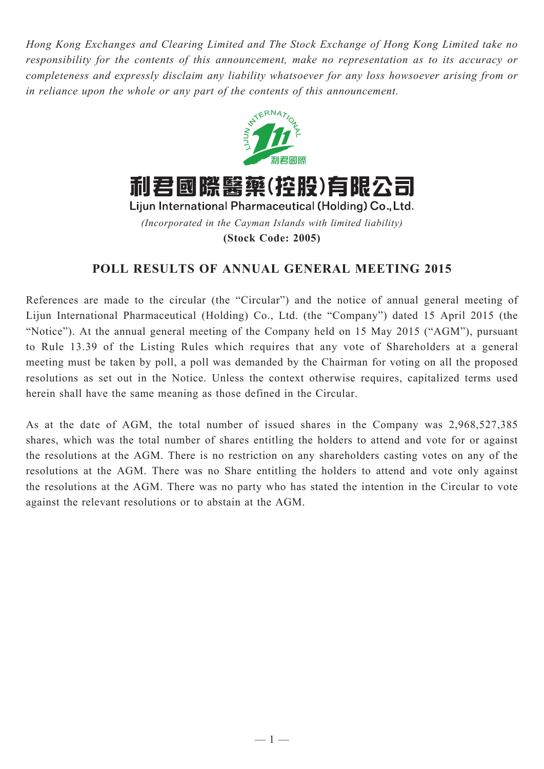*Hong Kong Exchanges and Clearing Limited and The Stock Exchange of Hong Kong Limited take no responsibility for the contents of this announcement, make no representation as to its accuracy or completeness and expressly disclaim any liability whatsoever for any loss howsoever arising from or in reliance upon the whole or any part of the contents of this announcement.*

# 利君國際醫藥(控股)有限公司

## Lijun International Pharmaceutical (Holding) Co., Ltd.

*(Incorporated in the Cayman Islands with limited liability)*

**(Stock Code: 2005)**

## POLL RESULTS OF ANNUAL GENERAL MEETING 2015

References are made to the circular (the "Circular") and the notice of annual general meeting of Lijun International Pharmaceutical (Holding) Co., Ltd. (the "Company") dated 15 April 2015 (the "Notice"). At the annual general meeting of the Company held on 15 May 2015 ("AGM"), pursuant to Rule 13.39 of the Listing Rules which requires that any vote of Shareholders at a general meeting must be taken by poll, a poll was demanded by the Chairman for voting on all the proposed resolutions as set out in the Notice. Unless the context otherwise requires, capitalized terms used herein shall have the same meaning as those defined in the Circular.

As at the date of AGM, the total number of issued shares in the Company was 2,968,527,385 shares, which was the total number of shares entitling the holders to attend and vote for or against the resolutions at the AGM. There is no restriction on any shareholders casting votes on any of the resolutions at the AGM. There was no Share entitling the holders to attend and vote only against the resolutions at the AGM. There was no party who has stated the intention in the Circular to vote against the relevant resolutions or to abstain at the AGM.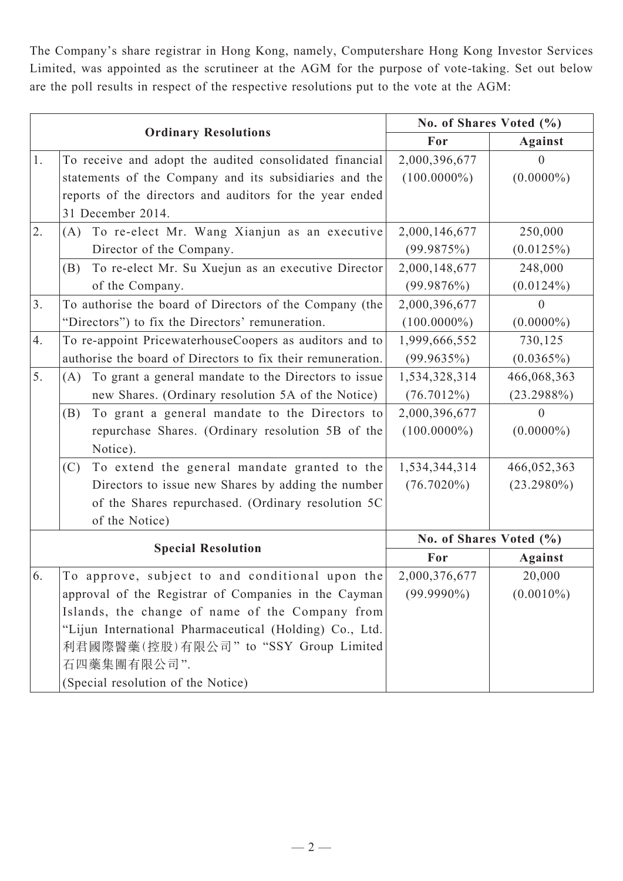The Company's share registrar in Hong Kong, namely, Computershare Hong Kong Investor Services Limited, was appointed as the scrutineer at the AGM for the purpose of vote-taking. Set out below are the poll results in respect of the respective resolutions put to the vote at the AGM:

| | **Ordinary Resolutions** | **No. of Shares Voted (%)** | |
|---|---|---|---|
| | | **For** | **Against** |
| 1. | To receive and adopt the audited consolidated financial statements of the Company and its subsidiaries and the reports of the directors and auditors for the year ended 31 December 2014. | 2,000,396,677 (100.0000%) | 0 (0.0000%) |
| 2. | (A) To re-elect Mr. Wang Xianjun as an executive Director of the Company. | 2,000,146,677 (99.9875%) | 250,000 (0.0125%) |
| | (B) To re-elect Mr. Su Xuejun as an executive Director of the Company. | 2,000,148,677 (99.9876%) | 248,000 (0.0124%) |
| 3. | To authorise the board of Directors of the Company (the "Directors") to fix the Directors' remuneration. | 2,000,396,677 (100.0000%) | 0 (0.0000%) |
| 4. | To re-appoint PricewaterhouseCoopers as auditors and to authorise the board of Directors to fix their remuneration. | 1,999,666,552 (99.9635%) | 730,125 (0.0365%) |
| 5. | (A) To grant a general mandate to the Directors to issue new Shares. (Ordinary resolution 5A of the Notice) | 1,534,328,314 (76.7012%) | 466,068,363 (23.2988%) |
| | (B) To grant a general mandate to the Directors to repurchase Shares. (Ordinary resolution 5B of the Notice). | 2,000,396,677 (100.0000%) | 0 (0.0000%) |
| | (C) To extend the general mandate granted to the Directors to issue new Shares by adding the number of the Shares repurchased. (Ordinary resolution 5C of the Notice) | 1,534,344,314 (76.7020%) | 466,052,363 (23.2980%) |
| | **Special Resolution** | **No. of Shares Voted (%)** | |
| | | **For** | **Against** |
| 6. | To approve, subject to and conditional upon the approval of the Registrar of Companies in the Cayman Islands, the change of name of the Company from "Lijun International Pharmaceutical (Holding) Co., Ltd. 利君國際醫藥(控股)有限公司" to "SSY Group Limited 石四藥集團有限公司". (Special resolution of the Notice) | 2,000,376,677 (99.9990%) | 20,000 (0.0010%) |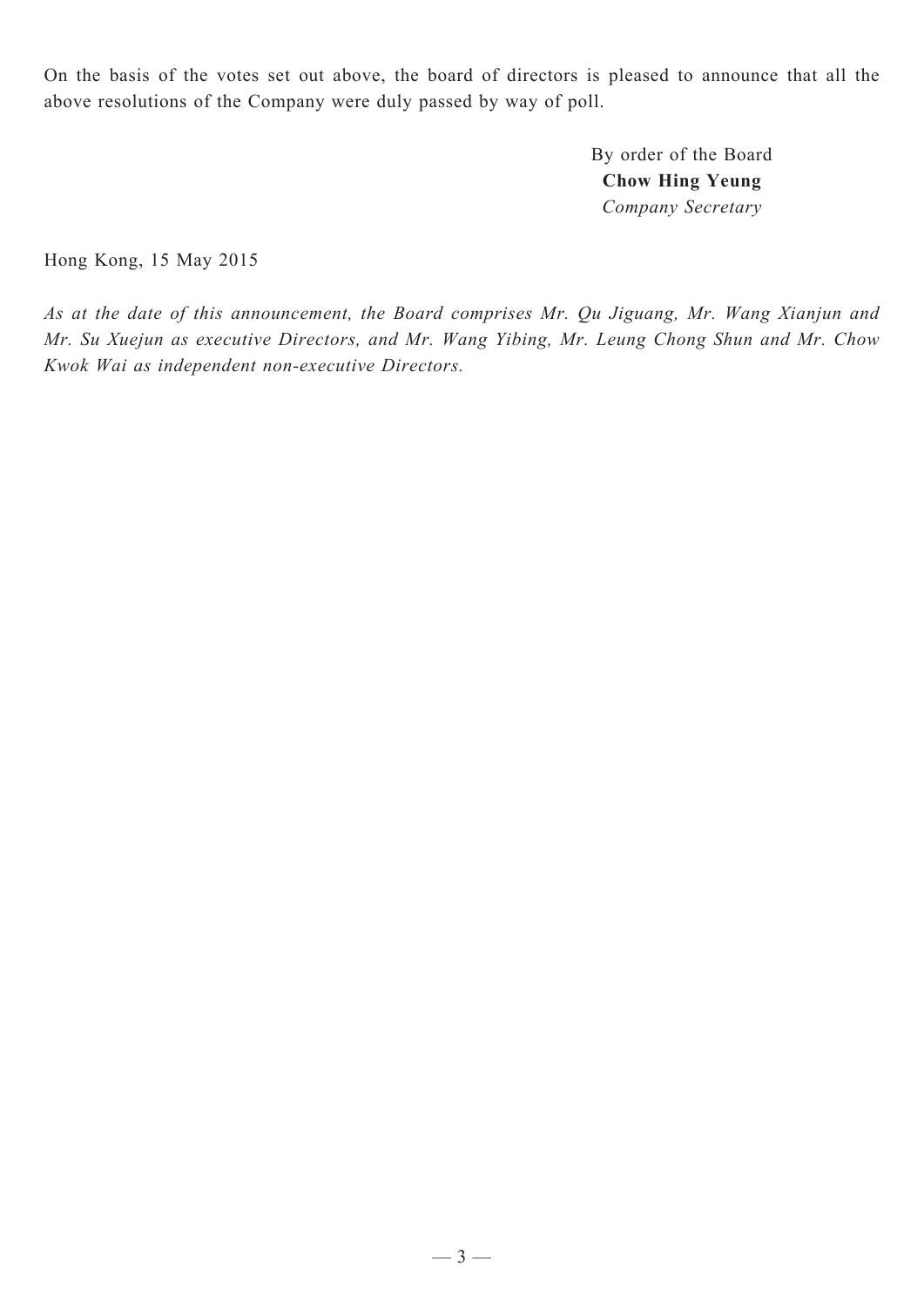On the basis of the votes set out above, the board of directors is pleased to announce that all the above resolutions of the Company were duly passed by way of poll.

By order of the Board
**Chow Hing Yeung**
*Company Secretary*

Hong Kong, 15 May 2015

*As at the date of this announcement, the Board comprises Mr. Qu Jiguang, Mr. Wang Xianjun and Mr. Su Xuejun as executive Directors, and Mr. Wang Yibing, Mr. Leung Chong Shun and Mr. Chow Kwok Wai as independent non-executive Directors.*